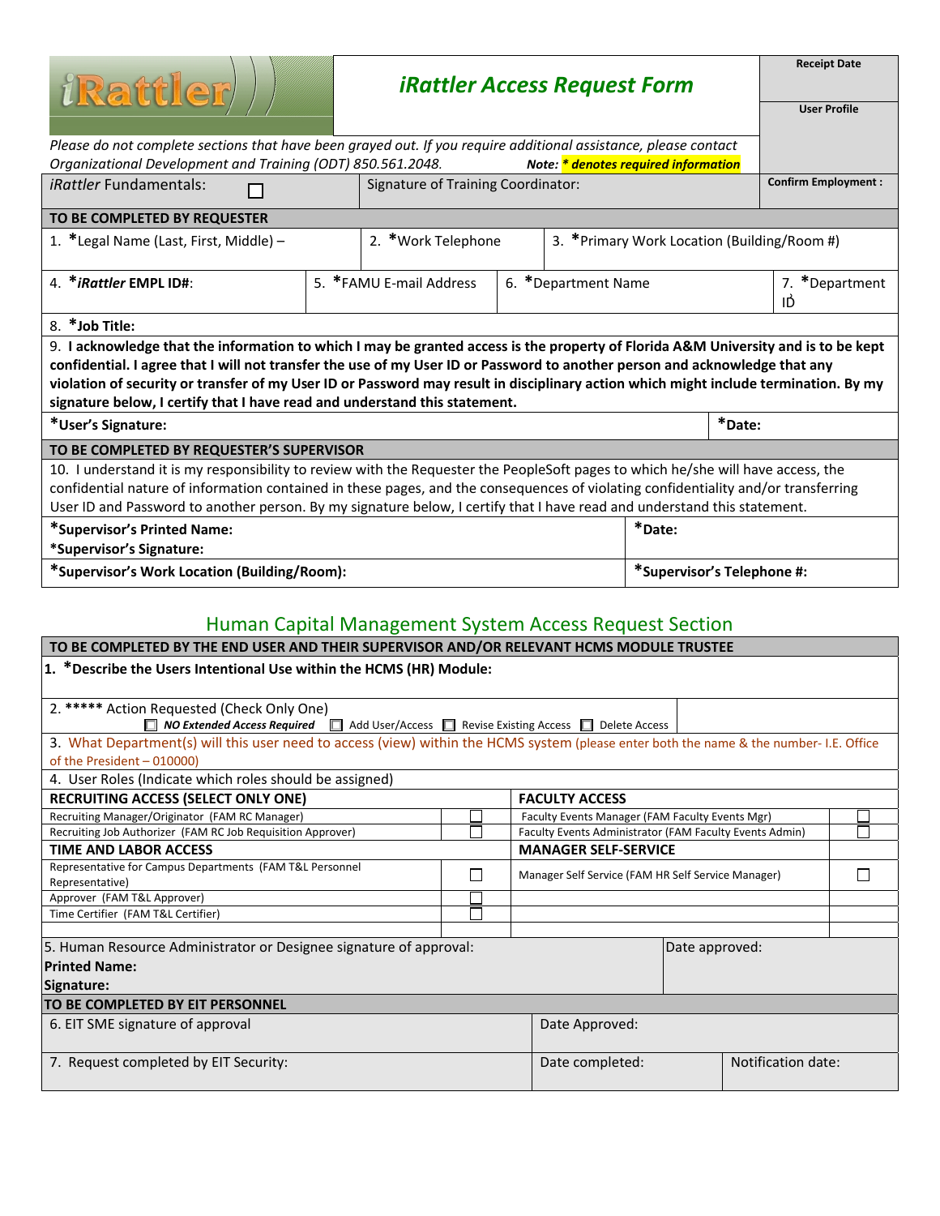# iRattler Access Request Form

| | |
|---|---|
| Receipt Date | |
| User Profile | |
| Confirm Employment : | |

*Please do not complete sections that have been grayed out. If you require additional assistance, please contact Organizational Development and Training (ODT) 850.561.2048.* **Note:** ***\* denotes required information***

| *iRattler* Fundamentals: ☐ | Signature of Training Coordinator: |
|---|---|

**TO BE COMPLETED BY REQUESTER**

| 1. *Legal Name (Last, First, Middle) – | 2. *Work Telephone | 3. *Primary Work Location (Building/Room #) | |
|---|---|---|---|
| 4. ****iRattler* EMPL ID#**: | 5. *FAMU E-mail Address | 6. *Department Name | 7. *Department ID |

8. ***Job Title:**

9. **I acknowledge that the information to which I may be granted access is the property of Florida A&M University and is to be kept confidential. I agree that I will not transfer the use of my User ID or Password to another person and acknowledge that any violation of security or transfer of my User ID or Password may result in disciplinary action which might include termination. By my signature below, I certify that I have read and understand this statement.**

| ***User's Signature:** | ***Date:** |
|---|---|

**TO BE COMPLETED BY REQUESTER'S SUPERVISOR**

10. I understand it is my responsibility to review with the Requester the PeopleSoft pages to which he/she will have access, the confidential nature of information contained in these pages, and the consequences of violating confidentiality and/or transferring User ID and Password to another person. By my signature below, I certify that I have read and understand this statement.

| ***Supervisor's Printed Name:**<br>***Supervisor's Signature:** | ***Date:** |
|---|---|
| ***Supervisor's Work Location (Building/Room):** | ***Supervisor's Telephone #:** |

## Human Capital Management System Access Request Section

**TO BE COMPLETED BY THE END USER AND THEIR SUPERVISOR AND/OR RELEVANT HCMS MODULE TRUSTEE**

1. ***Describe the Users Intentional Use within the HCMS (HR) Module:**

2. ***** Action Requested (Check Only One)
☐ ***NO Extended Access Required*** ☐ Add User/Access ☐ Revise Existing Access ☐ Delete Access

3. What Department(s) will this user need to access (view) within the HCMS system (please enter both the name & the number- I.E. Office of the President – 010000)

4. User Roles (Indicate which roles should be assigned)

| **RECRUITING ACCESS (SELECT ONLY ONE)** | | **FACULTY ACCESS** | |
|---|---|---|---|
| Recruiting Manager/Originator (FAM RC Manager) | ☐ | Faculty Events Manager (FAM Faculty Events Mgr) | ☐ |
| Recruiting Job Authorizer (FAM RC Job Requisition Approver) | ☐ | Faculty Events Administrator (FAM Faculty Events Admin) | ☐ |
| **TIME AND LABOR ACCESS** | | **MANAGER SELF-SERVICE** | |
| Representative for Campus Departments (FAM T&L Personnel Representative) | ☐ | Manager Self Service (FAM HR Self Service Manager) | ☐ |
| Approver (FAM T&L Approver) | ☐ | | |
| Time Certifier (FAM T&L Certifier) | ☐ | | |
| | | | |

| 5. Human Resource Administrator or Designee signature of approval:<br>**Printed Name:**<br>**Signature:** | Date approved: |
|---|---|

**TO BE COMPLETED BY EIT PERSONNEL**

| 6. EIT SME signature of approval | Date Approved: | |
|---|---|---|
| 7. Request completed by EIT Security: | Date completed: | Notification date: |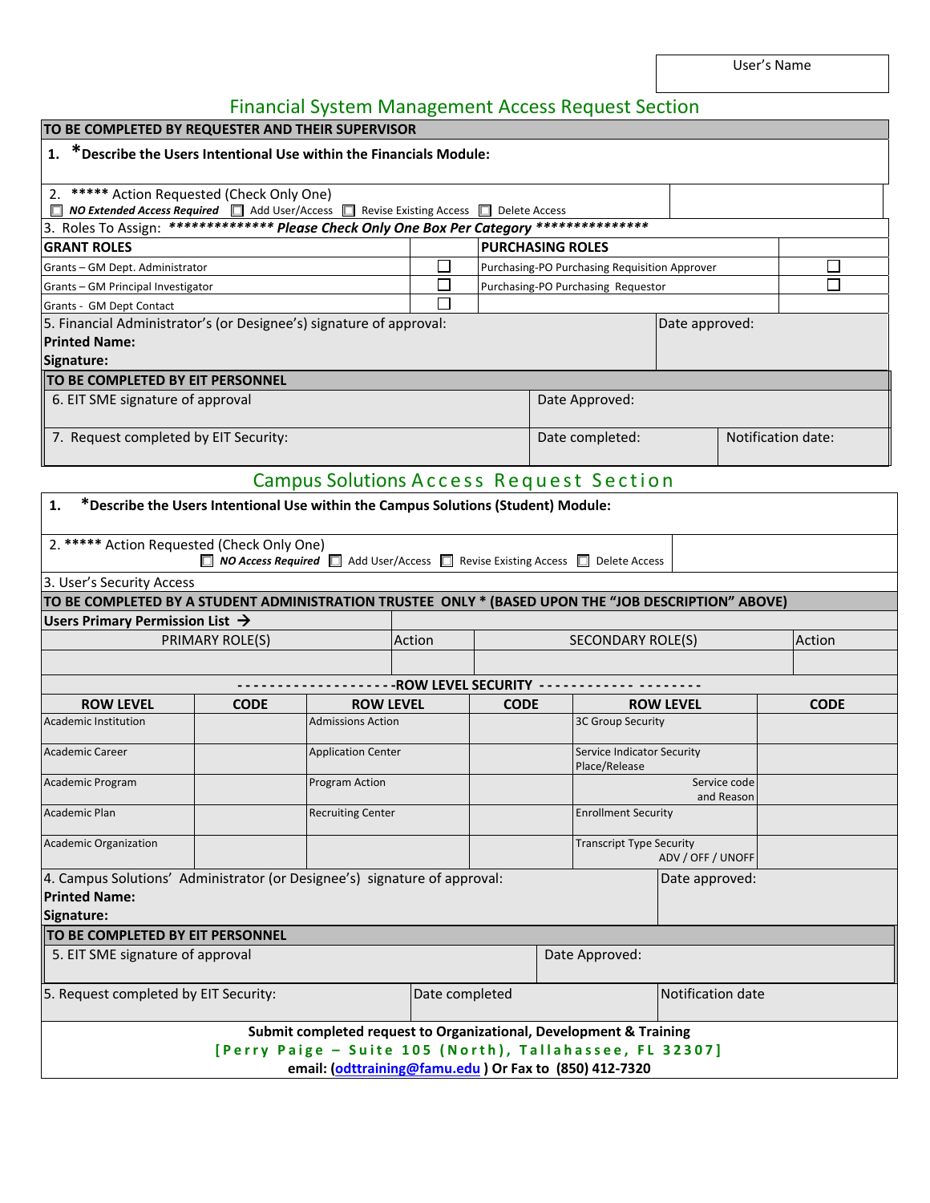User's Name

## Financial System Management Access Request Section

**TO BE COMPLETED BY REQUESTER AND THEIR SUPERVISOR**

**1. *Describe the Users Intentional Use within the Financials Module:**

2. ***** Action Requested (Check Only One)

☐ ***NO Extended Access Required*** ☐ Add User/Access ☐ Revise Existing Access ☐ Delete Access

3. Roles To Assign: ************** ***Please Check Only One Box Per Category*** ***************

| GRANT ROLES | | PURCHASING ROLES | |
|---|---|---|---|
| Grants – GM Dept. Administrator | ☐ | Purchasing-PO Purchasing Requisition Approver | ☐ |
| Grants – GM Principal Investigator | ☐ | Purchasing-PO Purchasing Requestor | ☐ |
| Grants - GM Dept Contact | ☐ | | |

5. Financial Administrator's (or Designee's) signature of approval: Date approved:

**Printed Name:**

**Signature:**

**TO BE COMPLETED BY EIT PERSONNEL**

| | | |
|---|---|---|
| 6. EIT SME signature of approval | Date Approved: | |
| 7. Request completed by EIT Security: | Date completed: | Notification date: |

## Campus Solutions Access Request Section

**1. *Describe the Users Intentional Use within the Campus Solutions (Student) Module:**

2. ***** Action Requested (Check Only One)

☐ ***NO Access Required*** ☐ Add User/Access ☐ Revise Existing Access ☐ Delete Access

3. User's Security Access

**TO BE COMPLETED BY A STUDENT ADMINISTRATION TRUSTEE ONLY * (BASED UPON THE "JOB DESCRIPTION" ABOVE)**

**Users Primary Permission List →**

| PRIMARY ROLE(S) | Action | SECONDARY ROLE(S) | Action |
|---|---|---|---|
| | | | |

**-------------------- ROW LEVEL SECURITY --------------------**

| ROW LEVEL | CODE | ROW LEVEL | CODE | ROW LEVEL | CODE |
|---|---|---|---|---|---|
| Academic Institution | | Admissions Action | | 3C Group Security | |
| Academic Career | | Application Center | | Service Indicator Security Place/Release | |
| Academic Program | | Program Action | | Service code and Reason | |
| Academic Plan | | Recruiting Center | | Enrollment Security | |
| Academic Organization | | | | Transcript Type Security ADV / OFF / UNOFF | |

4. Campus Solutions' Administrator (or Designee's) signature of approval: Date approved:

**Printed Name:**

**Signature:**

**TO BE COMPLETED BY EIT PERSONNEL**

| | | |
|---|---|---|
| 5. EIT SME signature of approval | Date Approved: | |
| 5. Request completed by EIT Security: | Date completed | Notification date |

**Submit completed request to Organizational, Development & Training**

**[Perry Paige – Suite 105 (North), Tallahassee, FL 32307]**

**email: (odttraining@famu.edu) Or Fax to (850) 412-7320**